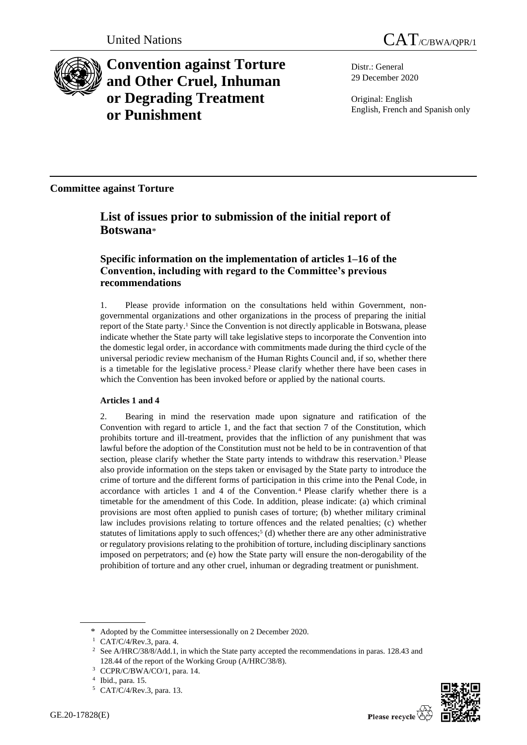United Nations

CAT/C/BWA/QPR/1

# Convention against Torture and Other Cruel, Inhuman or Degrading Treatment or Punishment

Distr.: General
29 December 2020

Original: English
English, French and Spanish only

**Committee against Torture**

## List of issues prior to submission of the initial report of Botswana*

### Specific information on the implementation of articles 1–16 of the Convention, including with regard to the Committee's previous recommendations

1. Please provide information on the consultations held within Government, non-governmental organizations and other organizations in the process of preparing the initial report of the State party.[1] Since the Convention is not directly applicable in Botswana, please indicate whether the State party will take legislative steps to incorporate the Convention into the domestic legal order, in accordance with commitments made during the third cycle of the universal periodic review mechanism of the Human Rights Council and, if so, whether there is a timetable for the legislative process.[2] Please clarify whether there have been cases in which the Convention has been invoked before or applied by the national courts.

#### Articles 1 and 4

2. Bearing in mind the reservation made upon signature and ratification of the Convention with regard to article 1, and the fact that section 7 of the Constitution, which prohibits torture and ill-treatment, provides that the infliction of any punishment that was lawful before the adoption of the Constitution must not be held to be in contravention of that section, please clarify whether the State party intends to withdraw this reservation.[3] Please also provide information on the steps taken or envisaged by the State party to introduce the crime of torture and the different forms of participation in this crime into the Penal Code, in accordance with articles 1 and 4 of the Convention.[4] Please clarify whether there is a timetable for the amendment of this Code. In addition, please indicate: (a) which criminal provisions are most often applied to punish cases of torture; (b) whether military criminal law includes provisions relating to torture offences and the related penalties; (c) whether statutes of limitations apply to such offences;[5] (d) whether there are any other administrative or regulatory provisions relating to the prohibition of torture, including disciplinary sanctions imposed on perpetrators; and (e) how the State party will ensure the non-derogability of the prohibition of torture and any other cruel, inhuman or degrading treatment or punishment.

---

\* Adopted by the Committee intersessionally on 2 December 2020.

[1] CAT/C/4/Rev.3, para. 4.

[2] See A/HRC/38/8/Add.1, in which the State party accepted the recommendations in paras. 128.43 and 128.44 of the report of the Working Group (A/HRC/38/8).

[3] CCPR/C/BWA/CO/1, para. 14.

[4] Ibid., para. 15.

[5] CAT/C/4/Rev.3, para. 13.

GE.20-17828(E)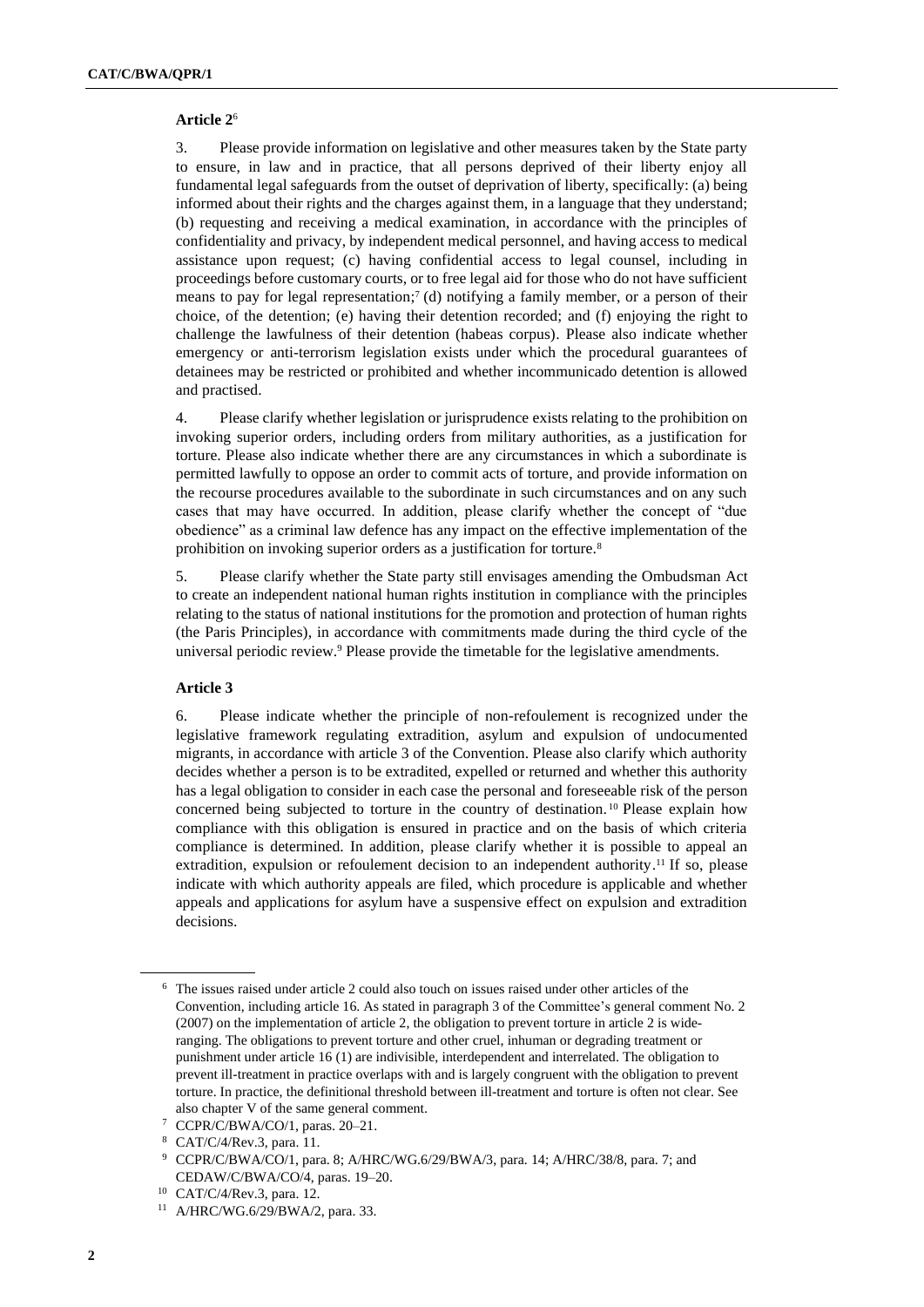**Article 2**[6]

3. Please provide information on legislative and other measures taken by the State party to ensure, in law and in practice, that all persons deprived of their liberty enjoy all fundamental legal safeguards from the outset of deprivation of liberty, specifically: (a) being informed about their rights and the charges against them, in a language that they understand; (b) requesting and receiving a medical examination, in accordance with the principles of confidentiality and privacy, by independent medical personnel, and having access to medical assistance upon request; (c) having confidential access to legal counsel, including in proceedings before customary courts, or to free legal aid for those who do not have sufficient means to pay for legal representation;[7] (d) notifying a family member, or a person of their choice, of the detention; (e) having their detention recorded; and (f) enjoying the right to challenge the lawfulness of their detention (habeas corpus). Please also indicate whether emergency or anti-terrorism legislation exists under which the procedural guarantees of detainees may be restricted or prohibited and whether incommunicado detention is allowed and practised.

4. Please clarify whether legislation or jurisprudence exists relating to the prohibition on invoking superior orders, including orders from military authorities, as a justification for torture. Please also indicate whether there are any circumstances in which a subordinate is permitted lawfully to oppose an order to commit acts of torture, and provide information on the recourse procedures available to the subordinate in such circumstances and on any such cases that may have occurred. In addition, please clarify whether the concept of "due obedience" as a criminal law defence has any impact on the effective implementation of the prohibition on invoking superior orders as a justification for torture.[8]

5. Please clarify whether the State party still envisages amending the Ombudsman Act to create an independent national human rights institution in compliance with the principles relating to the status of national institutions for the promotion and protection of human rights (the Paris Principles), in accordance with commitments made during the third cycle of the universal periodic review.[9] Please provide the timetable for the legislative amendments.

**Article 3**

6. Please indicate whether the principle of non-refoulement is recognized under the legislative framework regulating extradition, asylum and expulsion of undocumented migrants, in accordance with article 3 of the Convention. Please also clarify which authority decides whether a person is to be extradited, expelled or returned and whether this authority has a legal obligation to consider in each case the personal and foreseeable risk of the person concerned being subjected to torture in the country of destination.[10] Please explain how compliance with this obligation is ensured in practice and on the basis of which criteria compliance is determined. In addition, please clarify whether it is possible to appeal an extradition, expulsion or refoulement decision to an independent authority.[11] If so, please indicate with which authority appeals are filed, which procedure is applicable and whether appeals and applications for asylum have a suspensive effect on expulsion and extradition decisions.

---

[6] The issues raised under article 2 could also touch on issues raised under other articles of the Convention, including article 16. As stated in paragraph 3 of the Committee's general comment No. 2 (2007) on the implementation of article 2, the obligation to prevent torture in article 2 is wide-ranging. The obligations to prevent torture and other cruel, inhuman or degrading treatment or punishment under article 16 (1) are indivisible, interdependent and interrelated. The obligation to prevent ill-treatment in practice overlaps with and is largely congruent with the obligation to prevent torture. In practice, the definitional threshold between ill-treatment and torture is often not clear. See also chapter V of the same general comment.

[7] CCPR/C/BWA/CO/1, paras. 20–21.

[8] CAT/C/4/Rev.3, para. 11.

[9] CCPR/C/BWA/CO/1, para. 8; A/HRC/WG.6/29/BWA/3, para. 14; A/HRC/38/8, para. 7; and CEDAW/C/BWA/CO/4, paras. 19–20.

[10] CAT/C/4/Rev.3, para. 12.

[11] A/HRC/WG.6/29/BWA/2, para. 33.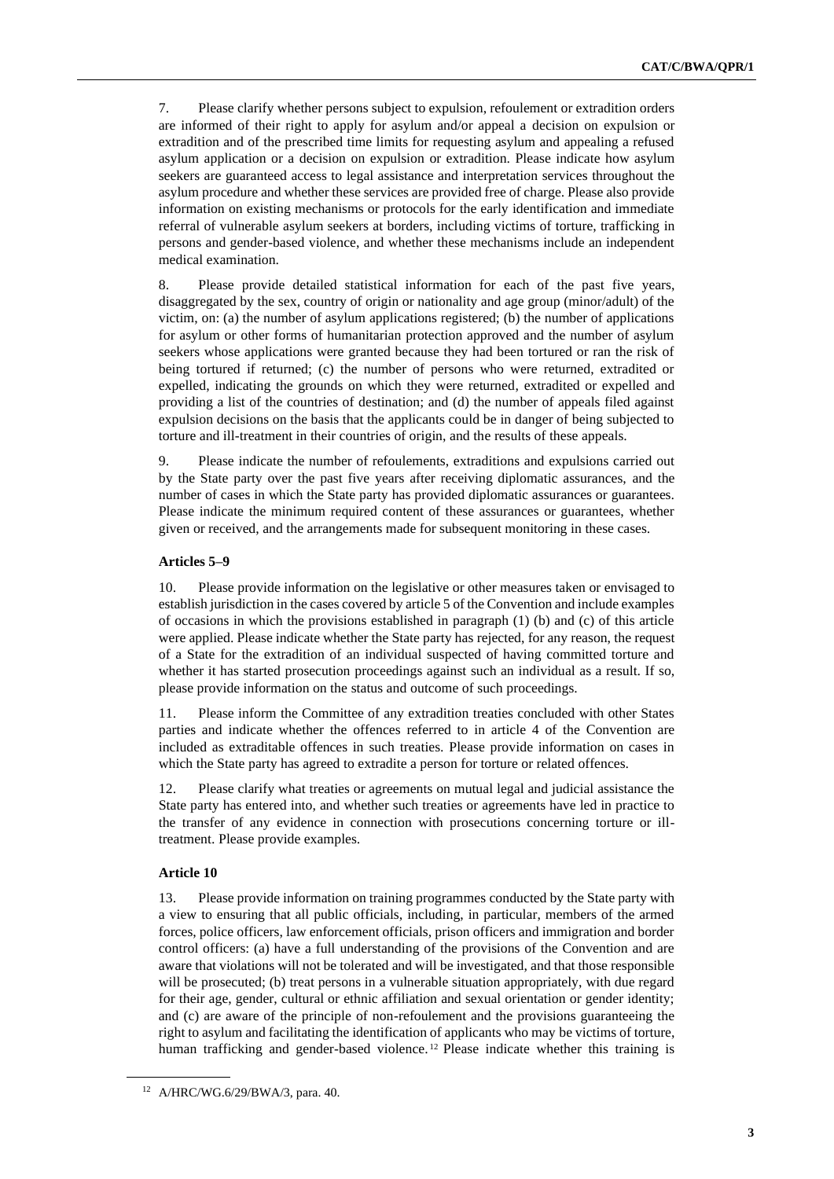7. Please clarify whether persons subject to expulsion, refoulement or extradition orders are informed of their right to apply for asylum and/or appeal a decision on expulsion or extradition and of the prescribed time limits for requesting asylum and appealing a refused asylum application or a decision on expulsion or extradition. Please indicate how asylum seekers are guaranteed access to legal assistance and interpretation services throughout the asylum procedure and whether these services are provided free of charge. Please also provide information on existing mechanisms or protocols for the early identification and immediate referral of vulnerable asylum seekers at borders, including victims of torture, trafficking in persons and gender-based violence, and whether these mechanisms include an independent medical examination.

8. Please provide detailed statistical information for each of the past five years, disaggregated by the sex, country of origin or nationality and age group (minor/adult) of the victim, on: (a) the number of asylum applications registered; (b) the number of applications for asylum or other forms of humanitarian protection approved and the number of asylum seekers whose applications were granted because they had been tortured or ran the risk of being tortured if returned; (c) the number of persons who were returned, extradited or expelled, indicating the grounds on which they were returned, extradited or expelled and providing a list of the countries of destination; and (d) the number of appeals filed against expulsion decisions on the basis that the applicants could be in danger of being subjected to torture and ill-treatment in their countries of origin, and the results of these appeals.

9. Please indicate the number of refoulements, extraditions and expulsions carried out by the State party over the past five years after receiving diplomatic assurances, and the number of cases in which the State party has provided diplomatic assurances or guarantees. Please indicate the minimum required content of these assurances or guarantees, whether given or received, and the arrangements made for subsequent monitoring in these cases.

**Articles 5–9**

10. Please provide information on the legislative or other measures taken or envisaged to establish jurisdiction in the cases covered by article 5 of the Convention and include examples of occasions in which the provisions established in paragraph (1) (b) and (c) of this article were applied. Please indicate whether the State party has rejected, for any reason, the request of a State for the extradition of an individual suspected of having committed torture and whether it has started prosecution proceedings against such an individual as a result. If so, please provide information on the status and outcome of such proceedings.

11. Please inform the Committee of any extradition treaties concluded with other States parties and indicate whether the offences referred to in article 4 of the Convention are included as extraditable offences in such treaties. Please provide information on cases in which the State party has agreed to extradite a person for torture or related offences.

12. Please clarify what treaties or agreements on mutual legal and judicial assistance the State party has entered into, and whether such treaties or agreements have led in practice to the transfer of any evidence in connection with prosecutions concerning torture or ill-treatment. Please provide examples.

**Article 10**

13. Please provide information on training programmes conducted by the State party with a view to ensuring that all public officials, including, in particular, members of the armed forces, police officers, law enforcement officials, prison officers and immigration and border control officers: (a) have a full understanding of the provisions of the Convention and are aware that violations will not be tolerated and will be investigated, and that those responsible will be prosecuted; (b) treat persons in a vulnerable situation appropriately, with due regard for their age, gender, cultural or ethnic affiliation and sexual orientation or gender identity; and (c) are aware of the principle of non-refoulement and the provisions guaranteeing the right to asylum and facilitating the identification of applicants who may be victims of torture, human trafficking and gender-based violence.[12] Please indicate whether this training is

[12] A/HRC/WG.6/29/BWA/3, para. 40.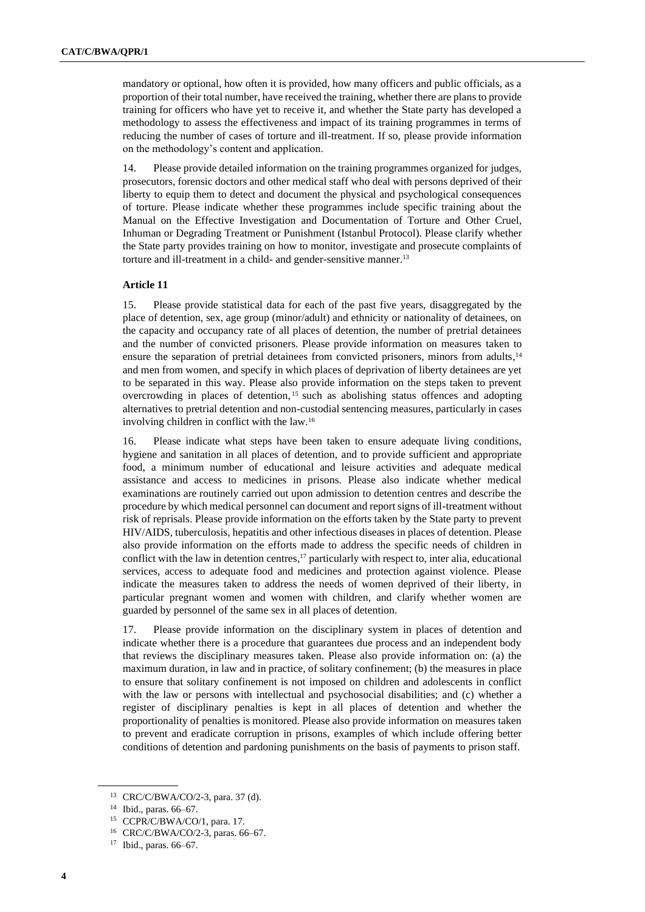mandatory or optional, how often it is provided, how many officers and public officials, as a proportion of their total number, have received the training, whether there are plans to provide training for officers who have yet to receive it, and whether the State party has developed a methodology to assess the effectiveness and impact of its training programmes in terms of reducing the number of cases of torture and ill-treatment. If so, please provide information on the methodology's content and application.

14. Please provide detailed information on the training programmes organized for judges, prosecutors, forensic doctors and other medical staff who deal with persons deprived of their liberty to equip them to detect and document the physical and psychological consequences of torture. Please indicate whether these programmes include specific training about the Manual on the Effective Investigation and Documentation of Torture and Other Cruel, Inhuman or Degrading Treatment or Punishment (Istanbul Protocol). Please clarify whether the State party provides training on how to monitor, investigate and prosecute complaints of torture and ill-treatment in a child- and gender-sensitive manner.[13]

**Article 11**

15. Please provide statistical data for each of the past five years, disaggregated by the place of detention, sex, age group (minor/adult) and ethnicity or nationality of detainees, on the capacity and occupancy rate of all places of detention, the number of pretrial detainees and the number of convicted prisoners. Please provide information on measures taken to ensure the separation of pretrial detainees from convicted prisoners, minors from adults,[14] and men from women, and specify in which places of deprivation of liberty detainees are yet to be separated in this way. Please also provide information on the steps taken to prevent overcrowding in places of detention,[15] such as abolishing status offences and adopting alternatives to pretrial detention and non-custodial sentencing measures, particularly in cases involving children in conflict with the law.[16]

16. Please indicate what steps have been taken to ensure adequate living conditions, hygiene and sanitation in all places of detention, and to provide sufficient and appropriate food, a minimum number of educational and leisure activities and adequate medical assistance and access to medicines in prisons. Please also indicate whether medical examinations are routinely carried out upon admission to detention centres and describe the procedure by which medical personnel can document and report signs of ill-treatment without risk of reprisals. Please provide information on the efforts taken by the State party to prevent HIV/AIDS, tuberculosis, hepatitis and other infectious diseases in places of detention. Please also provide information on the efforts made to address the specific needs of children in conflict with the law in detention centres,[17] particularly with respect to, inter alia, educational services, access to adequate food and medicines and protection against violence. Please indicate the measures taken to address the needs of women deprived of their liberty, in particular pregnant women and women with children, and clarify whether women are guarded by personnel of the same sex in all places of detention.

17. Please provide information on the disciplinary system in places of detention and indicate whether there is a procedure that guarantees due process and an independent body that reviews the disciplinary measures taken. Please also provide information on: (a) the maximum duration, in law and in practice, of solitary confinement; (b) the measures in place to ensure that solitary confinement is not imposed on children and adolescents in conflict with the law or persons with intellectual and psychosocial disabilities; and (c) whether a register of disciplinary penalties is kept in all places of detention and whether the proportionality of penalties is monitored. Please also provide information on measures taken to prevent and eradicate corruption in prisons, examples of which include offering better conditions of detention and pardoning punishments on the basis of payments to prison staff.

---

[13] CRC/C/BWA/CO/2-3, para. 37 (d).

[14] Ibid., paras. 66–67.

[15] CCPR/C/BWA/CO/1, para. 17.

[16] CRC/C/BWA/CO/2-3, paras. 66–67.

[17] Ibid., paras. 66–67.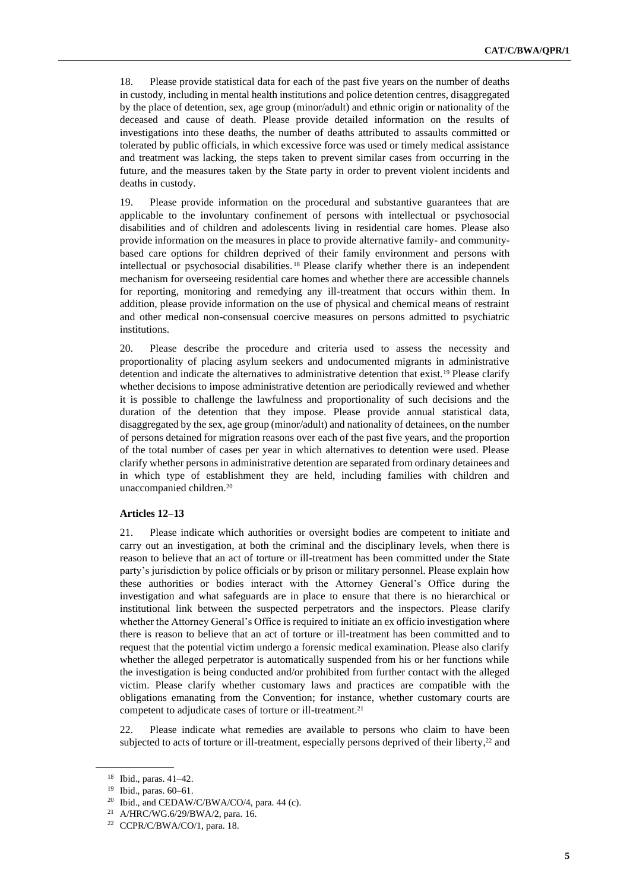18. Please provide statistical data for each of the past five years on the number of deaths in custody, including in mental health institutions and police detention centres, disaggregated by the place of detention, sex, age group (minor/adult) and ethnic origin or nationality of the deceased and cause of death. Please provide detailed information on the results of investigations into these deaths, the number of deaths attributed to assaults committed or tolerated by public officials, in which excessive force was used or timely medical assistance and treatment was lacking, the steps taken to prevent similar cases from occurring in the future, and the measures taken by the State party in order to prevent violent incidents and deaths in custody.

19. Please provide information on the procedural and substantive guarantees that are applicable to the involuntary confinement of persons with intellectual or psychosocial disabilities and of children and adolescents living in residential care homes. Please also provide information on the measures in place to provide alternative family- and community-based care options for children deprived of their family environment and persons with intellectual or psychosocial disabilities.[18] Please clarify whether there is an independent mechanism for overseeing residential care homes and whether there are accessible channels for reporting, monitoring and remedying any ill-treatment that occurs within them. In addition, please provide information on the use of physical and chemical means of restraint and other medical non-consensual coercive measures on persons admitted to psychiatric institutions.

20. Please describe the procedure and criteria used to assess the necessity and proportionality of placing asylum seekers and undocumented migrants in administrative detention and indicate the alternatives to administrative detention that exist.[19] Please clarify whether decisions to impose administrative detention are periodically reviewed and whether it is possible to challenge the lawfulness and proportionality of such decisions and the duration of the detention that they impose. Please provide annual statistical data, disaggregated by the sex, age group (minor/adult) and nationality of detainees, on the number of persons detained for migration reasons over each of the past five years, and the proportion of the total number of cases per year in which alternatives to detention were used. Please clarify whether persons in administrative detention are separated from ordinary detainees and in which type of establishment they are held, including families with children and unaccompanied children.[20]

**Articles 12–13**

21. Please indicate which authorities or oversight bodies are competent to initiate and carry out an investigation, at both the criminal and the disciplinary levels, when there is reason to believe that an act of torture or ill-treatment has been committed under the State party's jurisdiction by police officials or by prison or military personnel. Please explain how these authorities or bodies interact with the Attorney General's Office during the investigation and what safeguards are in place to ensure that there is no hierarchical or institutional link between the suspected perpetrators and the inspectors. Please clarify whether the Attorney General's Office is required to initiate an ex officio investigation where there is reason to believe that an act of torture or ill-treatment has been committed and to request that the potential victim undergo a forensic medical examination. Please also clarify whether the alleged perpetrator is automatically suspended from his or her functions while the investigation is being conducted and/or prohibited from further contact with the alleged victim. Please clarify whether customary laws and practices are compatible with the obligations emanating from the Convention; for instance, whether customary courts are competent to adjudicate cases of torture or ill-treatment.[21]

22. Please indicate what remedies are available to persons who claim to have been subjected to acts of torture or ill-treatment, especially persons deprived of their liberty,[22] and

---

[18] Ibid., paras. 41–42.

[19] Ibid., paras. 60–61.

[20] Ibid., and CEDAW/C/BWA/CO/4, para. 44 (c).

[21] A/HRC/WG.6/29/BWA/2, para. 16.

[22] CCPR/C/BWA/CO/1, para. 18.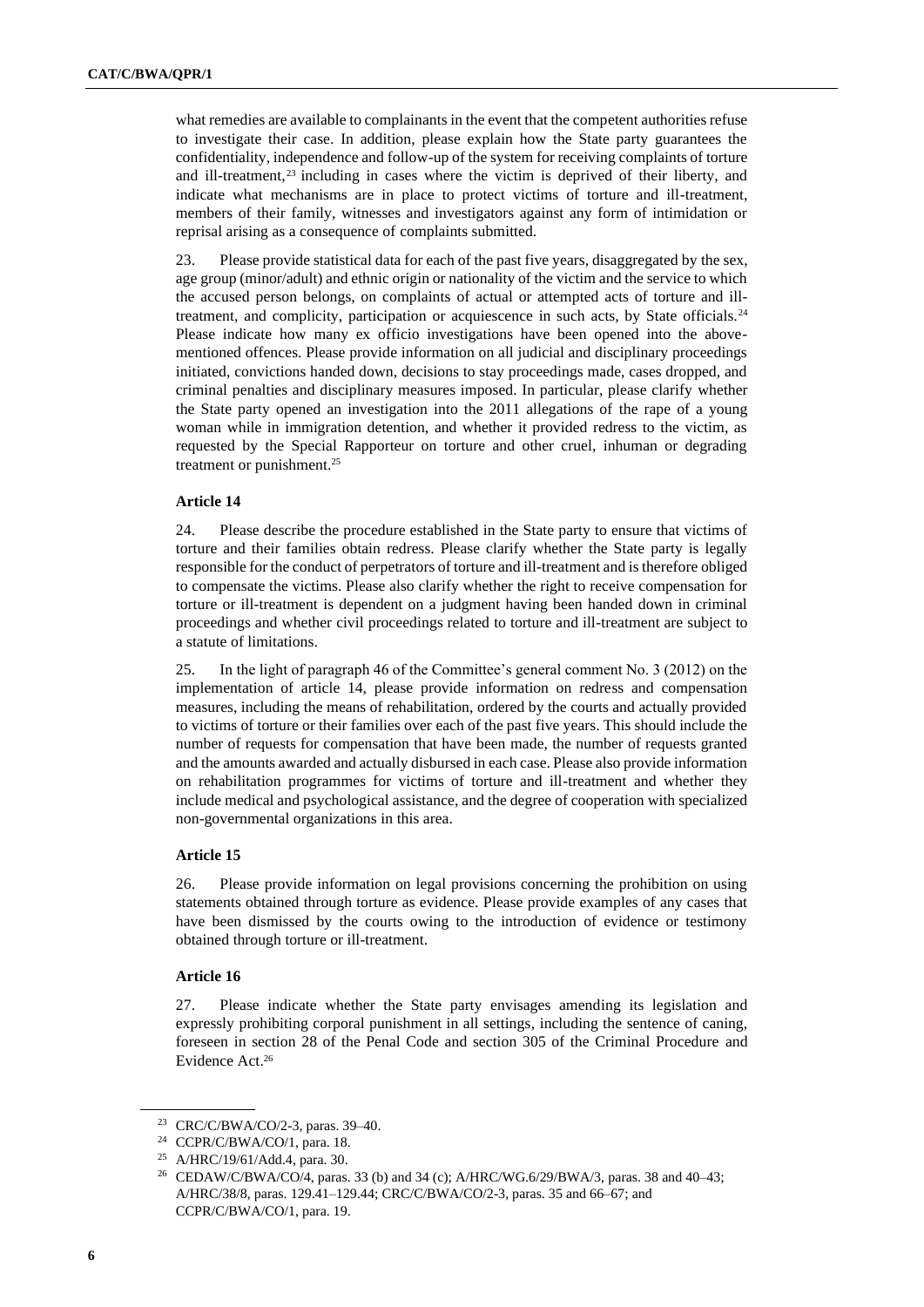what remedies are available to complainants in the event that the competent authorities refuse to investigate their case. In addition, please explain how the State party guarantees the confidentiality, independence and follow-up of the system for receiving complaints of torture and ill-treatment,[23] including in cases where the victim is deprived of their liberty, and indicate what mechanisms are in place to protect victims of torture and ill-treatment, members of their family, witnesses and investigators against any form of intimidation or reprisal arising as a consequence of complaints submitted.

23. Please provide statistical data for each of the past five years, disaggregated by the sex, age group (minor/adult) and ethnic origin or nationality of the victim and the service to which the accused person belongs, on complaints of actual or attempted acts of torture and ill-treatment, and complicity, participation or acquiescence in such acts, by State officials.[24] Please indicate how many ex officio investigations have been opened into the above-mentioned offences. Please provide information on all judicial and disciplinary proceedings initiated, convictions handed down, decisions to stay proceedings made, cases dropped, and criminal penalties and disciplinary measures imposed. In particular, please clarify whether the State party opened an investigation into the 2011 allegations of the rape of a young woman while in immigration detention, and whether it provided redress to the victim, as requested by the Special Rapporteur on torture and other cruel, inhuman or degrading treatment or punishment.[25]

### Article 14

24. Please describe the procedure established in the State party to ensure that victims of torture and their families obtain redress. Please clarify whether the State party is legally responsible for the conduct of perpetrators of torture and ill-treatment and is therefore obliged to compensate the victims. Please also clarify whether the right to receive compensation for torture or ill-treatment is dependent on a judgment having been handed down in criminal proceedings and whether civil proceedings related to torture and ill-treatment are subject to a statute of limitations.

25. In the light of paragraph 46 of the Committee's general comment No. 3 (2012) on the implementation of article 14, please provide information on redress and compensation measures, including the means of rehabilitation, ordered by the courts and actually provided to victims of torture or their families over each of the past five years. This should include the number of requests for compensation that have been made, the number of requests granted and the amounts awarded and actually disbursed in each case. Please also provide information on rehabilitation programmes for victims of torture and ill-treatment and whether they include medical and psychological assistance, and the degree of cooperation with specialized non-governmental organizations in this area.

### Article 15

26. Please provide information on legal provisions concerning the prohibition on using statements obtained through torture as evidence. Please provide examples of any cases that have been dismissed by the courts owing to the introduction of evidence or testimony obtained through torture or ill-treatment.

### Article 16

27. Please indicate whether the State party envisages amending its legislation and expressly prohibiting corporal punishment in all settings, including the sentence of caning, foreseen in section 28 of the Penal Code and section 305 of the Criminal Procedure and Evidence Act.[26]

---

[23] CRC/C/BWA/CO/2-3, paras. 39–40.

[24] CCPR/C/BWA/CO/1, para. 18.

[25] A/HRC/19/61/Add.4, para. 30.

[26] CEDAW/C/BWA/CO/4, paras. 33 (b) and 34 (c); A/HRC/WG.6/29/BWA/3, paras. 38 and 40–43; A/HRC/38/8, paras. 129.41–129.44; CRC/C/BWA/CO/2-3, paras. 35 and 66–67; and CCPR/C/BWA/CO/1, para. 19.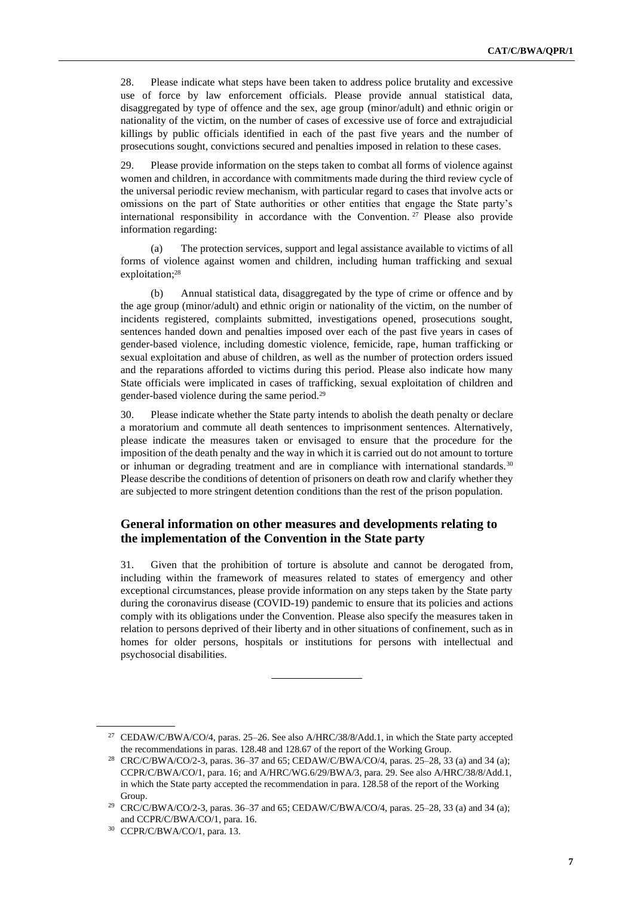28. Please indicate what steps have been taken to address police brutality and excessive use of force by law enforcement officials. Please provide annual statistical data, disaggregated by type of offence and the sex, age group (minor/adult) and ethnic origin or nationality of the victim, on the number of cases of excessive use of force and extrajudicial killings by public officials identified in each of the past five years and the number of prosecutions sought, convictions secured and penalties imposed in relation to these cases.

29. Please provide information on the steps taken to combat all forms of violence against women and children, in accordance with commitments made during the third review cycle of the universal periodic review mechanism, with particular regard to cases that involve acts or omissions on the part of State authorities or other entities that engage the State party's international responsibility in accordance with the Convention.[27] Please also provide information regarding:

(a) The protection services, support and legal assistance available to victims of all forms of violence against women and children, including human trafficking and sexual exploitation;[28]

(b) Annual statistical data, disaggregated by the type of crime or offence and by the age group (minor/adult) and ethnic origin or nationality of the victim, on the number of incidents registered, complaints submitted, investigations opened, prosecutions sought, sentences handed down and penalties imposed over each of the past five years in cases of gender-based violence, including domestic violence, femicide, rape, human trafficking or sexual exploitation and abuse of children, as well as the number of protection orders issued and the reparations afforded to victims during this period. Please also indicate how many State officials were implicated in cases of trafficking, sexual exploitation of children and gender-based violence during the same period.[29]

30. Please indicate whether the State party intends to abolish the death penalty or declare a moratorium and commute all death sentences to imprisonment sentences. Alternatively, please indicate the measures taken or envisaged to ensure that the procedure for the imposition of the death penalty and the way in which it is carried out do not amount to torture or inhuman or degrading treatment and are in compliance with international standards.[30] Please describe the conditions of detention of prisoners on death row and clarify whether they are subjected to more stringent detention conditions than the rest of the prison population.

## General information on other measures and developments relating to the implementation of the Convention in the State party

31. Given that the prohibition of torture is absolute and cannot be derogated from, including within the framework of measures related to states of emergency and other exceptional circumstances, please provide information on any steps taken by the State party during the coronavirus disease (COVID-19) pandemic to ensure that its policies and actions comply with its obligations under the Convention. Please also specify the measures taken in relation to persons deprived of their liberty and in other situations of confinement, such as in homes for older persons, hospitals or institutions for persons with intellectual and psychosocial disabilities.

---

[27] CEDAW/C/BWA/CO/4, paras. 25–26. See also A/HRC/38/8/Add.1, in which the State party accepted the recommendations in paras. 128.48 and 128.67 of the report of the Working Group.

[28] CRC/C/BWA/CO/2-3, paras. 36–37 and 65; CEDAW/C/BWA/CO/4, paras. 25–28, 33 (a) and 34 (a); CCPR/C/BWA/CO/1, para. 16; and A/HRC/WG.6/29/BWA/3, para. 29. See also A/HRC/38/8/Add.1, in which the State party accepted the recommendation in para. 128.58 of the report of the Working Group.

[29] CRC/C/BWA/CO/2-3, paras. 36–37 and 65; CEDAW/C/BWA/CO/4, paras. 25–28, 33 (a) and 34 (a); and CCPR/C/BWA/CO/1, para. 16.

[30] CCPR/C/BWA/CO/1, para. 13.